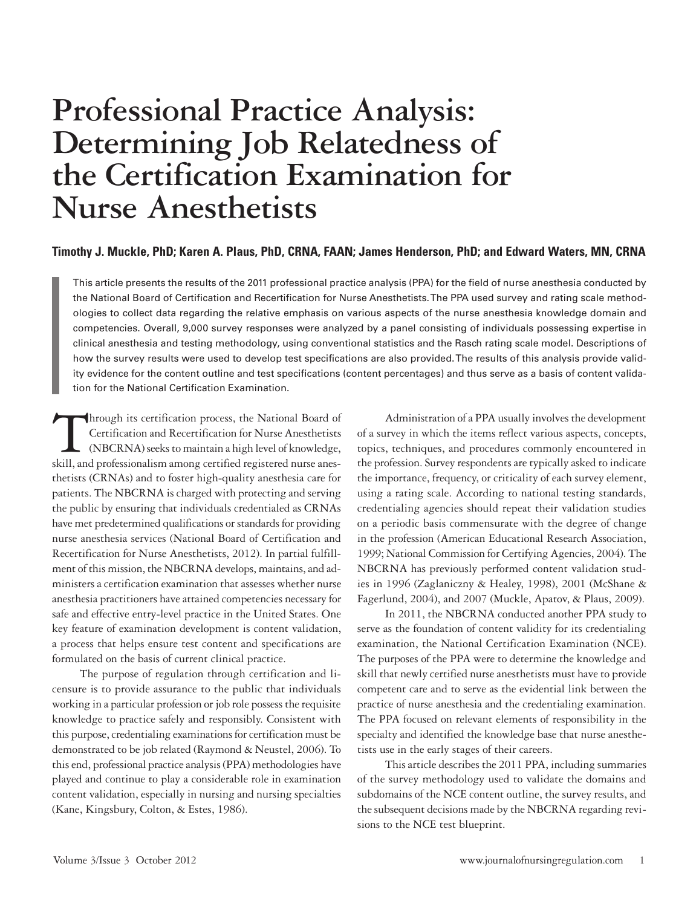# Professional Practice Analysis: Determining Job Relatedness of the Certification Examination for Nurse Anesthetists

**Timothy J. Muckle, PhD; Karen A. Plaus, PhD, CRNA, FAAN; James Henderson, PhD; and Edward Waters, MN, CRNA**

This article presents the results of the 2011 professional practice analysis (PPA) for the field of nurse anesthesia conducted by the National Board of Certification and Recertification for Nurse Anesthetists. The PPA used survey and rating scale methodologies to collect data regarding the relative emphasis on various aspects of the nurse anesthesia knowledge domain and competencies. Overall, 9,000 survey responses were analyzed by a panel consisting of individuals possessing expertise in clinical anesthesia and testing methodology, using conventional statistics and the Rasch rating scale model. Descriptions of how the survey results were used to develop test specifications are also provided. The results of this analysis provide validity evidence for the content outline and test specifications (content percentages) and thus serve as a basis of content validation for the National Certification Examination.

Through its certification process, the National Board of Certification and Recertification for Nurse Anesthetists (NBCRNA) seeks to maintain a high level of knowledge, skill, and professionalism among certified registered nurse anesthetists (CRNAs) and to foster high-quality anesthesia care for patients. The NBCRNA is charged with protecting and serving the public by ensuring that individuals credentialed as CRNAs have met predetermined qualifications or standards for providing nurse anesthesia services (National Board of Certification and Recertification for Nurse Anesthetists, 2012). In partial fulfillment of this mission, the NBCRNA develops, maintains, and administers a certification examination that assesses whether nurse anesthesia practitioners have attained competencies necessary for safe and effective entry-level practice in the United States. One key feature of examination development is content validation, a process that helps ensure test content and specifications are formulated on the basis of current clinical practice.

The purpose of regulation through certification and licensure is to provide assurance to the public that individuals working in a particular profession or job role possess the requisite knowledge to practice safely and responsibly. Consistent with this purpose, credentialing examinations for certification must be demonstrated to be job related (Raymond & Neustel, 2006). To this end, professional practice analysis (PPA) methodologies have played and continue to play a considerable role in examination content validation, especially in nursing and nursing specialties (Kane, Kingsbury, Colton, & Estes, 1986).

Administration of a PPA usually involves the development of a survey in which the items reflect various aspects, concepts, topics, techniques, and procedures commonly encountered in the profession. Survey respondents are typically asked to indicate the importance, frequency, or criticality of each survey element, using a rating scale. According to national testing standards, credentialing agencies should repeat their validation studies on a periodic basis commensurate with the degree of change in the profession (American Educational Research Association, 1999; National Commission for Certifying Agencies, 2004). The NBCRNA has previously performed content validation studies in 1996 (Zaglaniczny & Healey, 1998), 2001 (McShane & Fagerlund, 2004), and 2007 (Muckle, Apatov, & Plaus, 2009).

In 2011, the NBCRNA conducted another PPA study to serve as the foundation of content validity for its credentialing examination, the National Certification Examination (NCE). The purposes of the PPA were to determine the knowledge and skill that newly certified nurse anesthetists must have to provide competent care and to serve as the evidential link between the practice of nurse anesthesia and the credentialing examination. The PPA focused on relevant elements of responsibility in the specialty and identified the knowledge base that nurse anesthetists use in the early stages of their careers.

This article describes the 2011 PPA, including summaries of the survey methodology used to validate the domains and subdomains of the NCE content outline, the survey results, and the subsequent decisions made by the NBCRNA regarding revisions to the NCE test blueprint.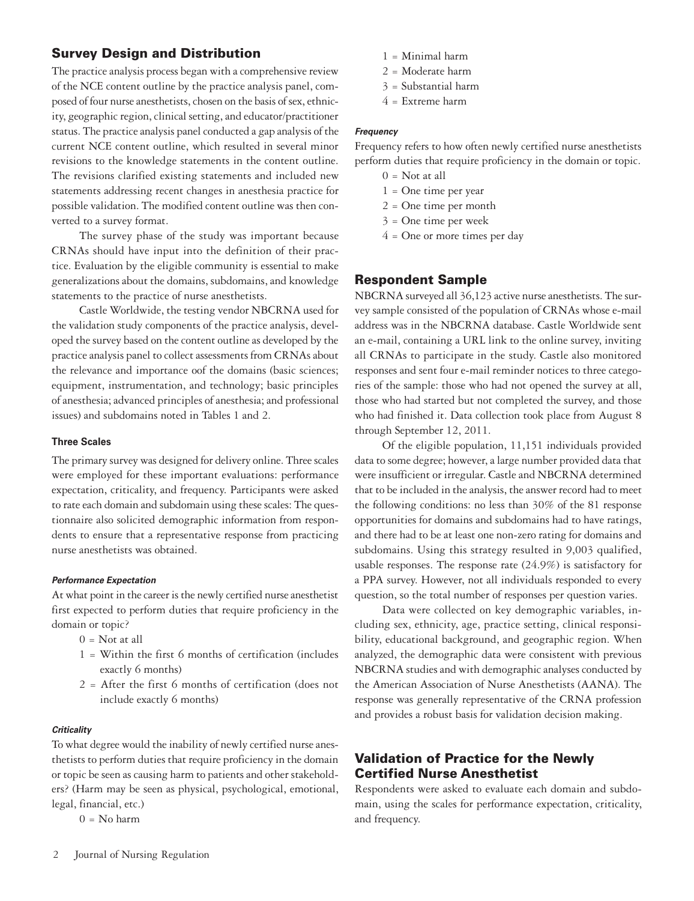## Survey Design and Distribution

The practice analysis process began with a comprehensive review of the NCE content outline by the practice analysis panel, composed of four nurse anesthetists, chosen on the basis of sex, ethnicity, geographic region, clinical setting, and educator/practitioner status. The practice analysis panel conducted a gap analysis of the current NCE content outline, which resulted in several minor revisions to the knowledge statements in the content outline. The revisions clarified existing statements and included new statements addressing recent changes in anesthesia practice for possible validation. The modified content outline was then converted to a survey format.

The survey phase of the study was important because CRNAs should have input into the definition of their practice. Evaluation by the eligible community is essential to make generalizations about the domains, subdomains, and knowledge statements to the practice of nurse anesthetists.

Castle Worldwide, the testing vendor NBCRNA used for the validation study components of the practice analysis, developed the survey based on the content outline as developed by the practice analysis panel to collect assessments from CRNAs about the relevance and importance oof the domains (basic sciences; equipment, instrumentation, and technology; basic principles of anesthesia; advanced principles of anesthesia; and professional issues) and subdomains noted in Tables 1 and 2.

### Three Scales

The primary survey was designed for delivery online. Three scales were employed for these important evaluations: performance expectation, criticality, and frequency. Participants were asked to rate each domain and subdomain using these scales: The questionnaire also solicited demographic information from respondents to ensure that a representative response from practicing nurse anesthetists was obtained.

#### *Performance Expectation*

At what point in the career is the newly certified nurse anesthetist first expected to perform duties that require proficiency in the domain or topic?

- 0 = Not at all
- 1 = Within the first 6 months of certification (includes exactly 6 months)
- 2 = After the first 6 months of certification (does not include exactly 6 months)

#### *Criticality*

To what degree would the inability of newly certified nurse anesthetists to perform duties that require proficiency in the domain or topic be seen as causing harm to patients and other stakeholders? (Harm may be seen as physical, psychological, emotional, legal, financial, etc.)

- 0 = No harm
- 1 = Minimal harm
- 2 = Moderate harm
- 3 = Substantial harm
- 4 = Extreme harm

#### *Frequency*

Frequency refers to how often newly certified nurse anesthetists perform duties that require proficiency in the domain or topic.

- 0 = Not at all
- 1 = One time per year
- 2 = One time per month
- 3 = One time per week
- 4 = One or more times per day

## Respondent Sample

NBCRNA surveyed all 36,123 active nurse anesthetists. The survey sample consisted of the population of CRNAs whose e-mail address was in the NBCRNA database. Castle Worldwide sent an e-mail, containing a URL link to the online survey, inviting all CRNAs to participate in the study. Castle also monitored responses and sent four e-mail reminder notices to three categories of the sample: those who had not opened the survey at all, those who had started but not completed the survey, and those who had finished it. Data collection took place from August 8 through September 12, 2011.

Of the eligible population, 11,151 individuals provided data to some degree; however, a large number provided data that were insufficient or irregular. Castle and NBCRNA determined that to be included in the analysis, the answer record had to meet the following conditions: no less than 30% of the 81 response opportunities for domains and subdomains had to have ratings, and there had to be at least one non-zero rating for domains and subdomains. Using this strategy resulted in 9,003 qualified, usable responses. The response rate (24.9%) is satisfactory for a PPA survey. However, not all individuals responded to every question, so the total number of responses per question varies.

Data were collected on key demographic variables, including sex, ethnicity, age, practice setting, clinical responsibility, educational background, and geographic region. When analyzed, the demographic data were consistent with previous NBCRNA studies and with demographic analyses conducted by the American Association of Nurse Anesthetists (AANA). The response was generally representative of the CRNA profession and provides a robust basis for validation decision making.

## Validation of Practice for the Newly Certified Nurse Anesthetist

Respondents were asked to evaluate each domain and subdomain, using the scales for performance expectation, criticality, and frequency.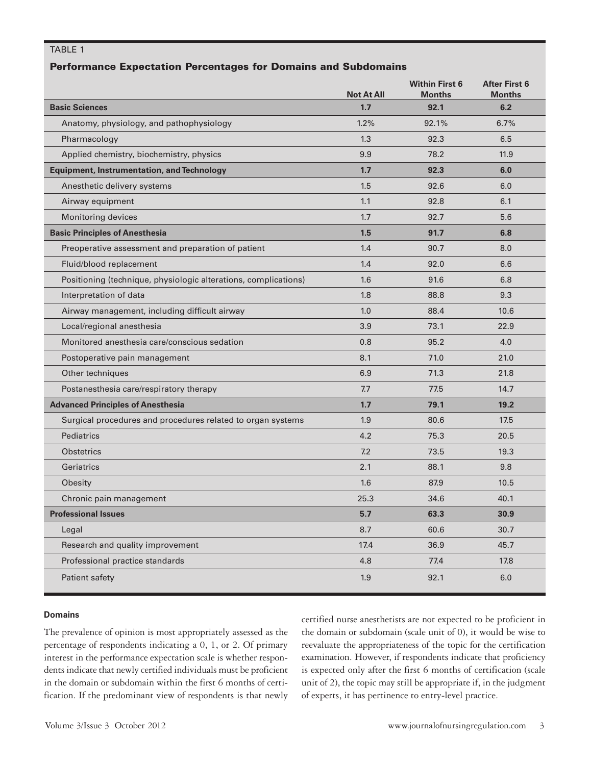TABLE 1

**Performance Expectation Percentages for Domains and Subdomains**

| | Not At All | Within First 6 Months | After First 6 Months |
|---|---|---|---|
| **Basic Sciences** | **1.7** | **92.1** | **6.2** |
| Anatomy, physiology, and pathophysiology | 1.2% | 92.1% | 6.7% |
| Pharmacology | 1.3 | 92.3 | 6.5 |
| Applied chemistry, biochemistry, physics | 9.9 | 78.2 | 11.9 |
| **Equipment, Instrumentation, and Technology** | **1.7** | **92.3** | **6.0** |
| Anesthetic delivery systems | 1.5 | 92.6 | 6.0 |
| Airway equipment | 1.1 | 92.8 | 6.1 |
| Monitoring devices | 1.7 | 92.7 | 5.6 |
| **Basic Principles of Anesthesia** | **1.5** | **91.7** | **6.8** |
| Preoperative assessment and preparation of patient | 1.4 | 90.7 | 8.0 |
| Fluid/blood replacement | 1.4 | 92.0 | 6.6 |
| Positioning (technique, physiologic alterations, complications) | 1.6 | 91.6 | 6.8 |
| Interpretation of data | 1.8 | 88.8 | 9.3 |
| Airway management, including difficult airway | 1.0 | 88.4 | 10.6 |
| Local/regional anesthesia | 3.9 | 73.1 | 22.9 |
| Monitored anesthesia care/conscious sedation | 0.8 | 95.2 | 4.0 |
| Postoperative pain management | 8.1 | 71.0 | 21.0 |
| Other techniques | 6.9 | 71.3 | 21.8 |
| Postanesthesia care/respiratory therapy | 7.7 | 77.5 | 14.7 |
| **Advanced Principles of Anesthesia** | **1.7** | **79.1** | **19.2** |
| Surgical procedures and procedures related to organ systems | 1.9 | 80.6 | 17.5 |
| Pediatrics | 4.2 | 75.3 | 20.5 |
| Obstetrics | 7.2 | 73.5 | 19.3 |
| Geriatrics | 2.1 | 88.1 | 9.8 |
| Obesity | 1.6 | 87.9 | 10.5 |
| Chronic pain management | 25.3 | 34.6 | 40.1 |
| **Professional Issues** | **5.7** | **63.3** | **30.9** |
| Legal | 8.7 | 60.6 | 30.7 |
| Research and quality improvement | 17.4 | 36.9 | 45.7 |
| Professional practice standards | 4.8 | 77.4 | 17.8 |
| Patient safety | 1.9 | 92.1 | 6.0 |

#### Domains

The prevalence of opinion is most appropriately assessed as the percentage of respondents indicating a 0, 1, or 2. Of primary interest in the performance expectation scale is whether respondents indicate that newly certified individuals must be proficient in the domain or subdomain within the first 6 months of certification. If the predominant view of respondents is that newly certified nurse anesthetists are not expected to be proficient in the domain or subdomain (scale unit of 0), it would be wise to reevaluate the appropriateness of the topic for the certification examination. However, if respondents indicate that proficiency is expected only after the first 6 months of certification (scale unit of 2), the topic may still be appropriate if, in the judgment of experts, it has pertinence to entry-level practice.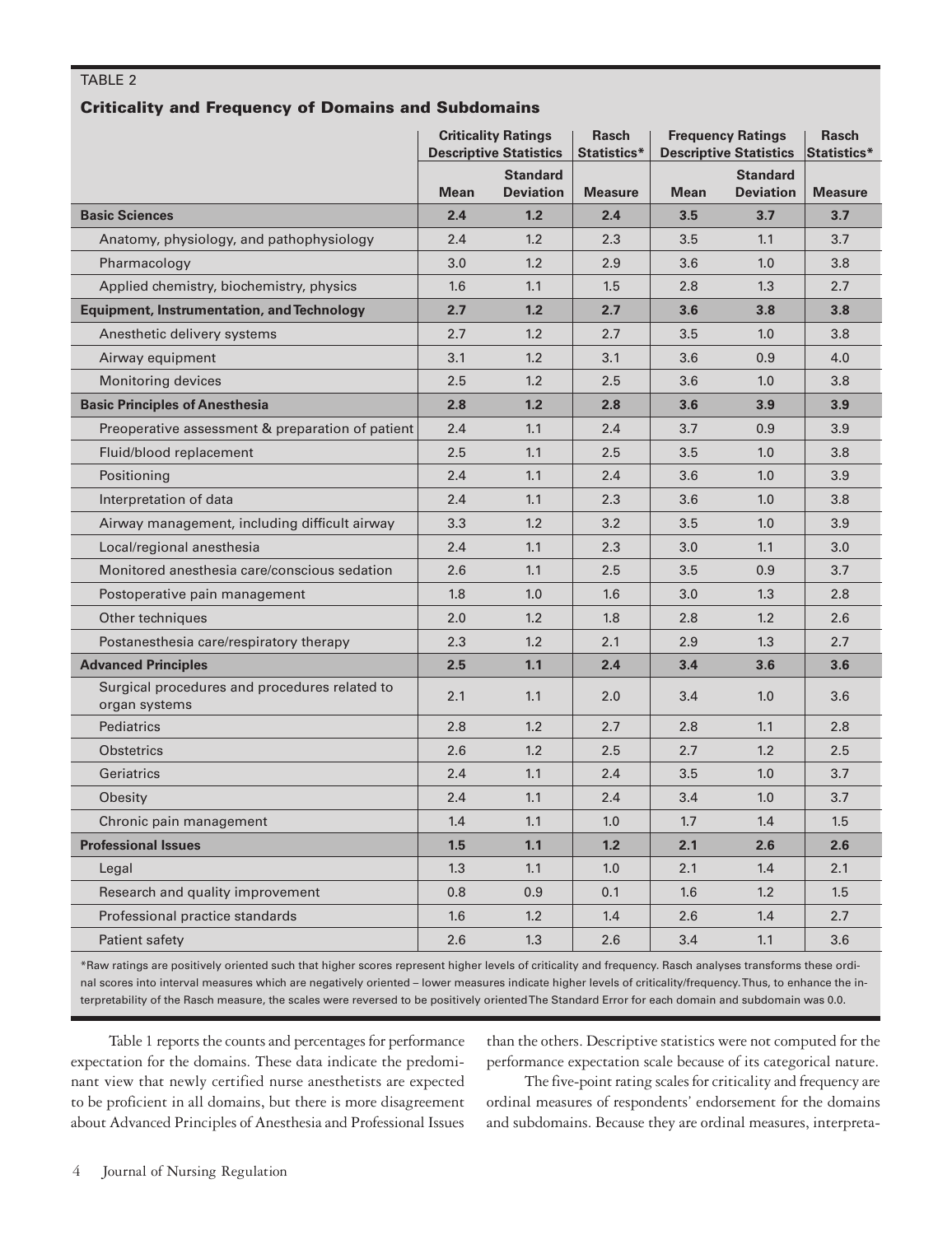TABLE 2

### Criticality and Frequency of Domains and Subdomains

| | Criticality Ratings Descriptive Statistics | | Rasch Statistics* | Frequency Ratings Descriptive Statistics | | Rasch Statistics* |
|---|---|---|---|---|---|---|
| | Mean | Standard Deviation | Measure | Mean | Standard Deviation | Measure |
| **Basic Sciences** | **2.4** | **1.2** | **2.4** | **3.5** | **3.7** | **3.7** |
| Anatomy, physiology, and pathophysiology | 2.4 | 1.2 | 2.3 | 3.5 | 1.1 | 3.7 |
| Pharmacology | 3.0 | 1.2 | 2.9 | 3.6 | 1.0 | 3.8 |
| Applied chemistry, biochemistry, physics | 1.6 | 1.1 | 1.5 | 2.8 | 1.3 | 2.7 |
| **Equipment, Instrumentation, and Technology** | **2.7** | **1.2** | **2.7** | **3.6** | **3.8** | **3.8** |
| Anesthetic delivery systems | 2.7 | 1.2 | 2.7 | 3.5 | 1.0 | 3.8 |
| Airway equipment | 3.1 | 1.2 | 3.1 | 3.6 | 0.9 | 4.0 |
| Monitoring devices | 2.5 | 1.2 | 2.5 | 3.6 | 1.0 | 3.8 |
| **Basic Principles of Anesthesia** | **2.8** | **1.2** | **2.8** | **3.6** | **3.9** | **3.9** |
| Preoperative assessment & preparation of patient | 2.4 | 1.1 | 2.4 | 3.7 | 0.9 | 3.9 |
| Fluid/blood replacement | 2.5 | 1.1 | 2.5 | 3.5 | 1.0 | 3.8 |
| Positioning | 2.4 | 1.1 | 2.4 | 3.6 | 1.0 | 3.9 |
| Interpretation of data | 2.4 | 1.1 | 2.3 | 3.6 | 1.0 | 3.8 |
| Airway management, including difficult airway | 3.3 | 1.2 | 3.2 | 3.5 | 1.0 | 3.9 |
| Local/regional anesthesia | 2.4 | 1.1 | 2.3 | 3.0 | 1.1 | 3.0 |
| Monitored anesthesia care/conscious sedation | 2.6 | 1.1 | 2.5 | 3.5 | 0.9 | 3.7 |
| Postoperative pain management | 1.8 | 1.0 | 1.6 | 3.0 | 1.3 | 2.8 |
| Other techniques | 2.0 | 1.2 | 1.8 | 2.8 | 1.2 | 2.6 |
| Postanesthesia care/respiratory therapy | 2.3 | 1.2 | 2.1 | 2.9 | 1.3 | 2.7 |
| **Advanced Principles** | **2.5** | **1.1** | **2.4** | **3.4** | **3.6** | **3.6** |
| Surgical procedures and procedures related to organ systems | 2.1 | 1.1 | 2.0 | 3.4 | 1.0 | 3.6 |
| Pediatrics | 2.8 | 1.2 | 2.7 | 2.8 | 1.1 | 2.8 |
| Obstetrics | 2.6 | 1.2 | 2.5 | 2.7 | 1.2 | 2.5 |
| Geriatrics | 2.4 | 1.1 | 2.4 | 3.5 | 1.0 | 3.7 |
| Obesity | 2.4 | 1.1 | 2.4 | 3.4 | 1.0 | 3.7 |
| Chronic pain management | 1.4 | 1.1 | 1.0 | 1.7 | 1.4 | 1.5 |
| **Professional Issues** | **1.5** | **1.1** | **1.2** | **2.1** | **2.6** | **2.6** |
| Legal | 1.3 | 1.1 | 1.0 | 2.1 | 1.4 | 2.1 |
| Research and quality improvement | 0.8 | 0.9 | 0.1 | 1.6 | 1.2 | 1.5 |
| Professional practice standards | 1.6 | 1.2 | 1.4 | 2.6 | 1.4 | 2.7 |
| Patient safety | 2.6 | 1.3 | 2.6 | 3.4 | 1.1 | 3.6 |

*Raw ratings are positively oriented such that higher scores represent higher levels of criticality and frequency. Rasch analyses transforms these ordinal scores into interval measures which are negatively oriented – lower measures indicate higher levels of criticality/frequency. Thus, to enhance the interpretability of the Rasch measure, the scales were reversed to be positively oriented The Standard Error for each domain and subdomain was 0.0.

Table 1 reports the counts and percentages for performance expectation for the domains. These data indicate the predominant view that newly certified nurse anesthetists are expected to be proficient in all domains, but there is more disagreement about Advanced Principles of Anesthesia and Professional Issues than the others. Descriptive statistics were not computed for the performance expectation scale because of its categorical nature.

The five-point rating scales for criticality and frequency are ordinal measures of respondents' endorsement for the domains and subdomains. Because they are ordinal measures, interpreta-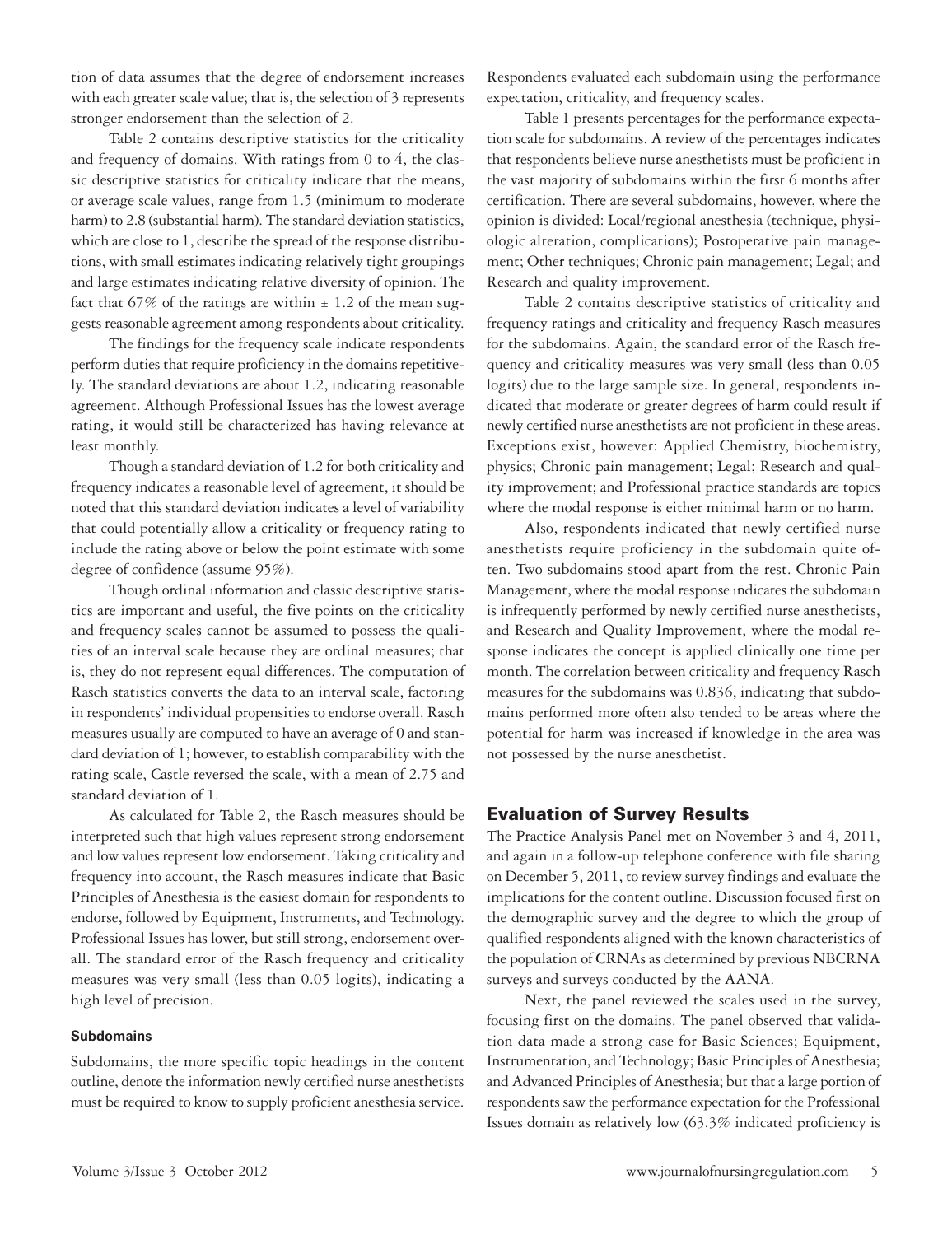tion of data assumes that the degree of endorsement increases with each greater scale value; that is, the selection of 3 represents stronger endorsement than the selection of 2.

Table 2 contains descriptive statistics for the criticality and frequency of domains. With ratings from 0 to 4, the classic descriptive statistics for criticality indicate that the means, or average scale values, range from 1.5 (minimum to moderate harm) to 2.8 (substantial harm). The standard deviation statistics, which are close to 1, describe the spread of the response distributions, with small estimates indicating relatively tight groupings and large estimates indicating relative diversity of opinion. The fact that 67% of the ratings are within ± 1.2 of the mean suggests reasonable agreement among respondents about criticality.

The findings for the frequency scale indicate respondents perform duties that require proficiency in the domains repetitively. The standard deviations are about 1.2, indicating reasonable agreement. Although Professional Issues has the lowest average rating, it would still be characterized has having relevance at least monthly.

Though a standard deviation of 1.2 for both criticality and frequency indicates a reasonable level of agreement, it should be noted that this standard deviation indicates a level of variability that could potentially allow a criticality or frequency rating to include the rating above or below the point estimate with some degree of confidence (assume 95%).

Though ordinal information and classic descriptive statistics are important and useful, the five points on the criticality and frequency scales cannot be assumed to possess the qualities of an interval scale because they are ordinal measures; that is, they do not represent equal differences. The computation of Rasch statistics converts the data to an interval scale, factoring in respondents' individual propensities to endorse overall. Rasch measures usually are computed to have an average of 0 and standard deviation of 1; however, to establish comparability with the rating scale, Castle reversed the scale, with a mean of 2.75 and standard deviation of 1.

As calculated for Table 2, the Rasch measures should be interpreted such that high values represent strong endorsement and low values represent low endorsement. Taking criticality and frequency into account, the Rasch measures indicate that Basic Principles of Anesthesia is the easiest domain for respondents to endorse, followed by Equipment, Instruments, and Technology. Professional Issues has lower, but still strong, endorsement overall. The standard error of the Rasch frequency and criticality measures was very small (less than 0.05 logits), indicating a high level of precision.

#### Subdomains

Subdomains, the more specific topic headings in the content outline, denote the information newly certified nurse anesthetists must be required to know to supply proficient anesthesia service. Respondents evaluated each subdomain using the performance expectation, criticality, and frequency scales.

Table 1 presents percentages for the performance expectation scale for subdomains. A review of the percentages indicates that respondents believe nurse anesthetists must be proficient in the vast majority of subdomains within the first 6 months after certification. There are several subdomains, however, where the opinion is divided: Local/regional anesthesia (technique, physiologic alteration, complications); Postoperative pain management; Other techniques; Chronic pain management; Legal; and Research and quality improvement.

Table 2 contains descriptive statistics of criticality and frequency ratings and criticality and frequency Rasch measures for the subdomains. Again, the standard error of the Rasch frequency and criticality measures was very small (less than 0.05 logits) due to the large sample size. In general, respondents indicated that moderate or greater degrees of harm could result if newly certified nurse anesthetists are not proficient in these areas. Exceptions exist, however: Applied Chemistry, biochemistry, physics; Chronic pain management; Legal; Research and quality improvement; and Professional practice standards are topics where the modal response is either minimal harm or no harm.

Also, respondents indicated that newly certified nurse anesthetists require proficiency in the subdomain quite often. Two subdomains stood apart from the rest. Chronic Pain Management, where the modal response indicates the subdomain is infrequently performed by newly certified nurse anesthetists, and Research and Quality Improvement, where the modal response indicates the concept is applied clinically one time per month. The correlation between criticality and frequency Rasch measures for the subdomains was 0.836, indicating that subdomains performed more often also tended to be areas where the potential for harm was increased if knowledge in the area was not possessed by the nurse anesthetist.

## Evaluation of Survey Results

The Practice Analysis Panel met on November 3 and 4, 2011, and again in a follow-up telephone conference with file sharing on December 5, 2011, to review survey findings and evaluate the implications for the content outline. Discussion focused first on the demographic survey and the degree to which the group of qualified respondents aligned with the known characteristics of the population of CRNAs as determined by previous NBCRNA surveys and surveys conducted by the AANA.

Next, the panel reviewed the scales used in the survey, focusing first on the domains. The panel observed that validation data made a strong case for Basic Sciences; Equipment, Instrumentation, and Technology; Basic Principles of Anesthesia; and Advanced Principles of Anesthesia; but that a large portion of respondents saw the performance expectation for the Professional Issues domain as relatively low (63.3% indicated proficiency is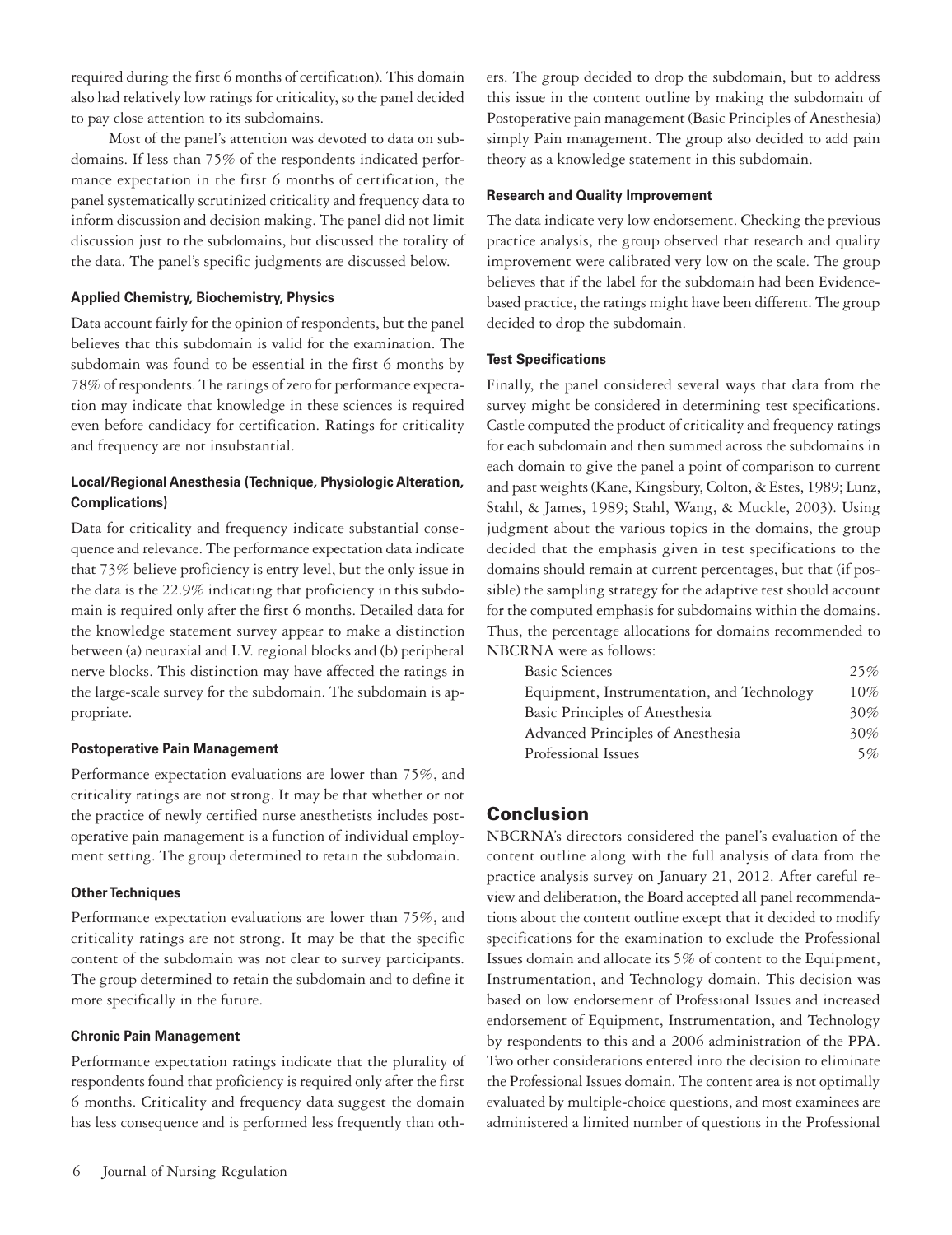required during the first 6 months of certification). This domain also had relatively low ratings for criticality, so the panel decided to pay close attention to its subdomains.

Most of the panel's attention was devoted to data on subdomains. If less than 75% of the respondents indicated performance expectation in the first 6 months of certification, the panel systematically scrutinized criticality and frequency data to inform discussion and decision making. The panel did not limit discussion just to the subdomains, but discussed the totality of the data. The panel's specific judgments are discussed below.

#### Applied Chemistry, Biochemistry, Physics

Data account fairly for the opinion of respondents, but the panel believes that this subdomain is valid for the examination. The subdomain was found to be essential in the first 6 months by 78% of respondents. The ratings of zero for performance expectation may indicate that knowledge in these sciences is required even before candidacy for certification. Ratings for criticality and frequency are not insubstantial.

#### Local/Regional Anesthesia (Technique, Physiologic Alteration, Complications)

Data for criticality and frequency indicate substantial consequence and relevance. The performance expectation data indicate that 73% believe proficiency is entry level, but the only issue in the data is the 22.9% indicating that proficiency in this subdomain is required only after the first 6 months. Detailed data for the knowledge statement survey appear to make a distinction between (a) neuraxial and I.V. regional blocks and (b) peripheral nerve blocks. This distinction may have affected the ratings in the large-scale survey for the subdomain. The subdomain is appropriate.

#### Postoperative Pain Management

Performance expectation evaluations are lower than 75%, and criticality ratings are not strong. It may be that whether or not the practice of newly certified nurse anesthetists includes postoperative pain management is a function of individual employment setting. The group determined to retain the subdomain.

#### Other Techniques

Performance expectation evaluations are lower than 75%, and criticality ratings are not strong. It may be that the specific content of the subdomain was not clear to survey participants. The group determined to retain the subdomain and to define it more specifically in the future.

#### Chronic Pain Management

Performance expectation ratings indicate that the plurality of respondents found that proficiency is required only after the first 6 months. Criticality and frequency data suggest the domain has less consequence and is performed less frequently than others. The group decided to drop the subdomain, but to address this issue in the content outline by making the subdomain of Postoperative pain management (Basic Principles of Anesthesia) simply Pain management. The group also decided to add pain theory as a knowledge statement in this subdomain.

#### Research and Quality Improvement

The data indicate very low endorsement. Checking the previous practice analysis, the group observed that research and quality improvement were calibrated very low on the scale. The group believes that if the label for the subdomain had been Evidence-based practice, the ratings might have been different. The group decided to drop the subdomain.

#### Test Specifications

Finally, the panel considered several ways that data from the survey might be considered in determining test specifications. Castle computed the product of criticality and frequency ratings for each subdomain and then summed across the subdomains in each domain to give the panel a point of comparison to current and past weights (Kane, Kingsbury, Colton, & Estes, 1989; Lunz, Stahl, & James, 1989; Stahl, Wang, & Muckle, 2003). Using judgment about the various topics in the domains, the group decided that the emphasis given in test specifications to the domains should remain at current percentages, but that (if possible) the sampling strategy for the adaptive test should account for the computed emphasis for subdomains within the domains. Thus, the percentage allocations for domains recommended to NBCRNA were as follows:

| | |
|---|---|
| Basic Sciences | 25% |
| Equipment, Instrumentation, and Technology | 10% |
| Basic Principles of Anesthesia | 30% |
| Advanced Principles of Anesthesia | 30% |
| Professional Issues | 5% |

## Conclusion

NBCRNA's directors considered the panel's evaluation of the content outline along with the full analysis of data from the practice analysis survey on January 21, 2012. After careful review and deliberation, the Board accepted all panel recommendations about the content outline except that it decided to modify specifications for the examination to exclude the Professional Issues domain and allocate its 5% of content to the Equipment, Instrumentation, and Technology domain. This decision was based on low endorsement of Professional Issues and increased endorsement of Equipment, Instrumentation, and Technology by respondents to this and a 2006 administration of the PPA. Two other considerations entered into the decision to eliminate the Professional Issues domain. The content area is not optimally evaluated by multiple-choice questions, and most examinees are administered a limited number of questions in the Professional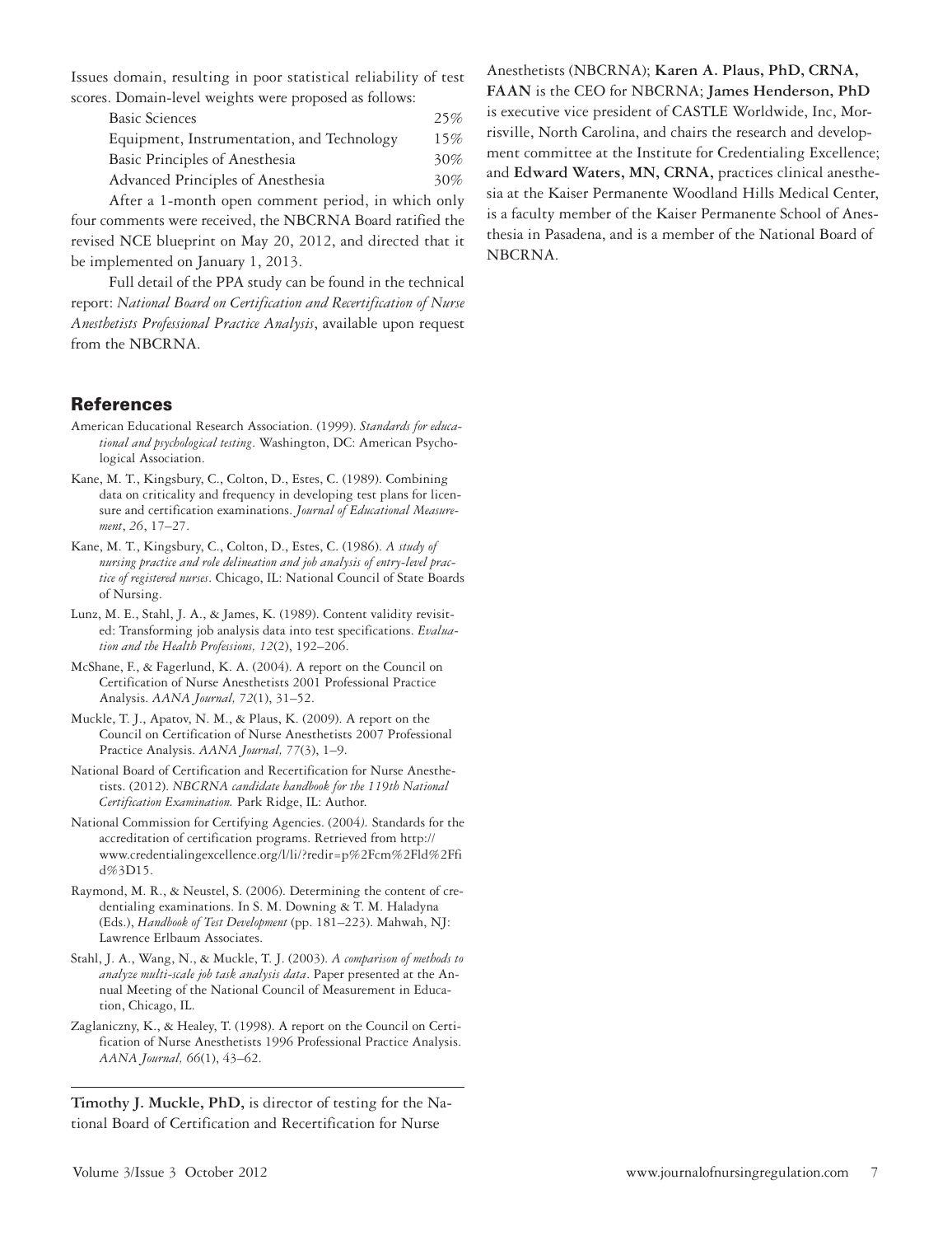Issues domain, resulting in poor statistical reliability of test scores. Domain-level weights were proposed as follows:

| | |
|---|---|
| Basic Sciences | 25% |
| Equipment, Instrumentation, and Technology | 15% |
| Basic Principles of Anesthesia | 30% |
| Advanced Principles of Anesthesia | 30% |

After a 1-month open comment period, in which only four comments were received, the NBCRNA Board ratified the revised NCE blueprint on May 20, 2012, and directed that it be implemented on January 1, 2013.

Full detail of the PPA study can be found in the technical report: *National Board on Certification and Recertification of Nurse Anesthetists Professional Practice Analysis*, available upon request from the NBCRNA.

## References

American Educational Research Association. (1999). *Standards for educational and psychological testing*. Washington, DC: American Psychological Association.

Kane, M. T., Kingsbury, C., Colton, D., Estes, C. (1989). Combining data on criticality and frequency in developing test plans for licensure and certification examinations. *Journal of Educational Measurement*, *26*, 17–27.

Kane, M. T., Kingsbury, C., Colton, D., Estes, C. (1986). *A study of nursing practice and role delineation and job analysis of entry-level practice of registered nurses*. Chicago, IL: National Council of State Boards of Nursing.

Lunz, M. E., Stahl, J. A., & James, K. (1989). Content validity revisited: Transforming job analysis data into test specifications. *Evaluation and the Health Professions, 12*(2), 192–206.

McShane, F., & Fagerlund, K. A. (2004). A report on the Council on Certification of Nurse Anesthetists 2001 Professional Practice Analysis. *AANA Journal, 72*(1), 31–52.

Muckle, T. J., Apatov, N. M., & Plaus, K. (2009). A report on the Council on Certification of Nurse Anesthetists 2007 Professional Practice Analysis. *AANA Journal, 77*(3), 1–9.

National Board of Certification and Recertification for Nurse Anesthetists. (2012). *NBCRNA candidate handbook for the 119th National Certification Examination.* Park Ridge, IL: Author.

National Commission for Certifying Agencies. (2004). Standards for the accreditation of certification programs. Retrieved from http://www.credentialingexcellence.org/l/li/?redir=p%2Fcm%2Fld%2Ffid%3D15.

Raymond, M. R., & Neustel, S. (2006). Determining the content of credentialing examinations. In S. M. Downing & T. M. Haladyna (Eds.), *Handbook of Test Development* (pp. 181–223). Mahwah, NJ: Lawrence Erlbaum Associates.

Stahl, J. A., Wang, N., & Muckle, T. J. (2003). *A comparison of methods to analyze multi-scale job task analysis data*. Paper presented at the Annual Meeting of the National Council of Measurement in Education, Chicago, IL.

Zaglaniczny, K., & Healey, T. (1998). A report on the Council on Certification of Nurse Anesthetists 1996 Professional Practice Analysis. *AANA Journal, 66*(1), 43–62.

---

**Timothy J. Muckle, PhD,** is director of testing for the National Board of Certification and Recertification for Nurse Anesthetists (NBCRNA); **Karen A. Plaus, PhD, CRNA, FAAN** is the CEO for NBCRNA; **James Henderson, PhD** is executive vice president of CASTLE Worldwide, Inc, Morrisville, North Carolina, and chairs the research and development committee at the Institute for Credentialing Excellence; and **Edward Waters, MN, CRNA,** practices clinical anesthesia at the Kaiser Permanente Woodland Hills Medical Center, is a faculty member of the Kaiser Permanente School of Anesthesia in Pasadena, and is a member of the National Board of NBCRNA.